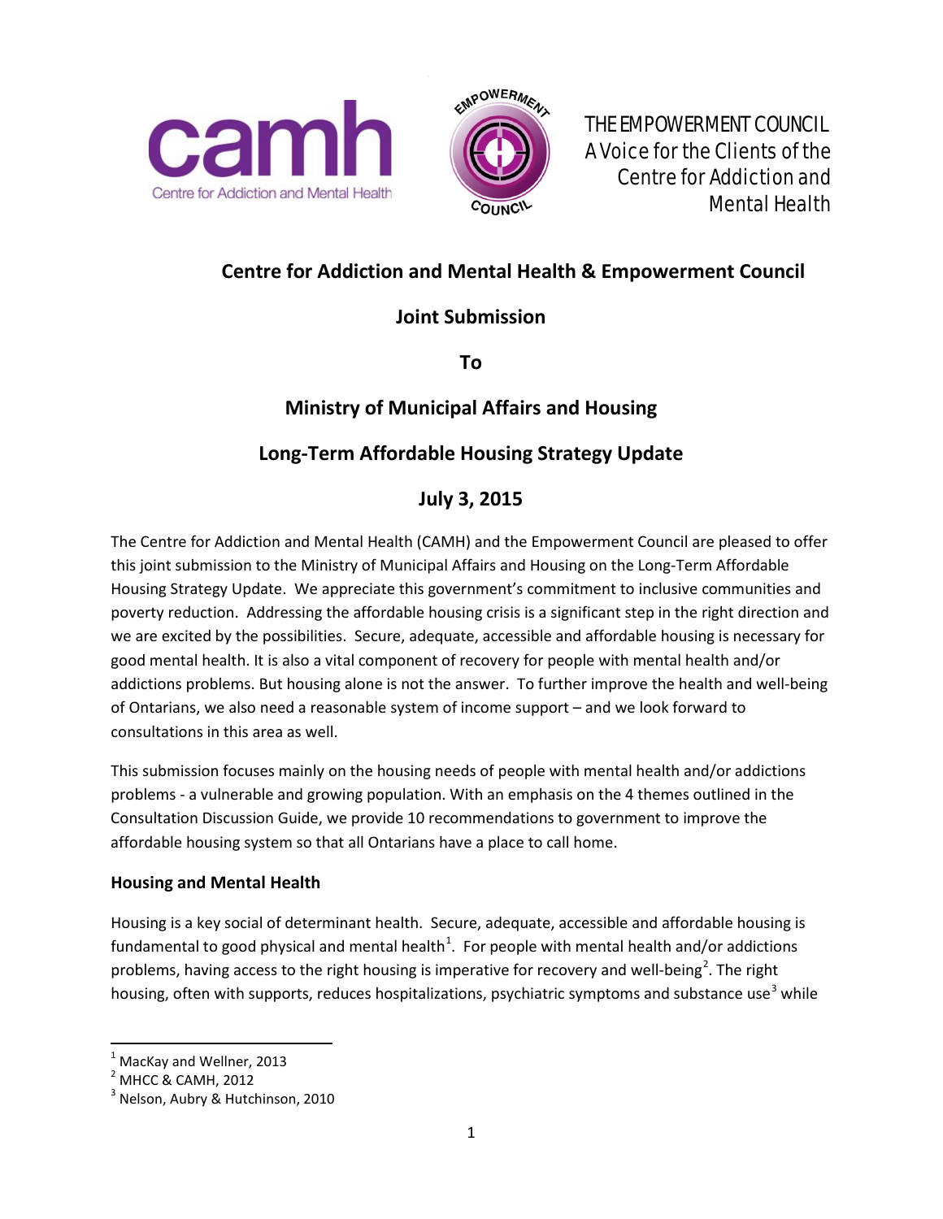THE EMPOWERMENT COUNCIL
A Voice for the Clients of the Centre for Addiction and Mental Health

# Centre for Addiction and Mental Health & Empowerment Council

## Joint Submission

## To

## Ministry of Municipal Affairs and Housing

## Long-Term Affordable Housing Strategy Update

## July 3, 2015

The Centre for Addiction and Mental Health (CAMH) and the Empowerment Council are pleased to offer this joint submission to the Ministry of Municipal Affairs and Housing on the Long-Term Affordable Housing Strategy Update. We appreciate this government's commitment to inclusive communities and poverty reduction. Addressing the affordable housing crisis is a significant step in the right direction and we are excited by the possibilities. Secure, adequate, accessible and affordable housing is necessary for good mental health. It is also a vital component of recovery for people with mental health and/or addictions problems. But housing alone is not the answer. To further improve the health and well-being of Ontarians, we also need a reasonable system of income support – and we look forward to consultations in this area as well.

This submission focuses mainly on the housing needs of people with mental health and/or addictions problems - a vulnerable and growing population. With an emphasis on the 4 themes outlined in the Consultation Discussion Guide, we provide 10 recommendations to government to improve the affordable housing system so that all Ontarians have a place to call home.

### Housing and Mental Health

Housing is a key social of determinant health. Secure, adequate, accessible and affordable housing is fundamental to good physical and mental health[1]. For people with mental health and/or addictions problems, having access to the right housing is imperative for recovery and well-being[2]. The right housing, often with supports, reduces hospitalizations, psychiatric symptoms and substance use[3] while

[1] MacKay and Wellner, 2013
[2] MHCC & CAMH, 2012
[3] Nelson, Aubry & Hutchinson, 2010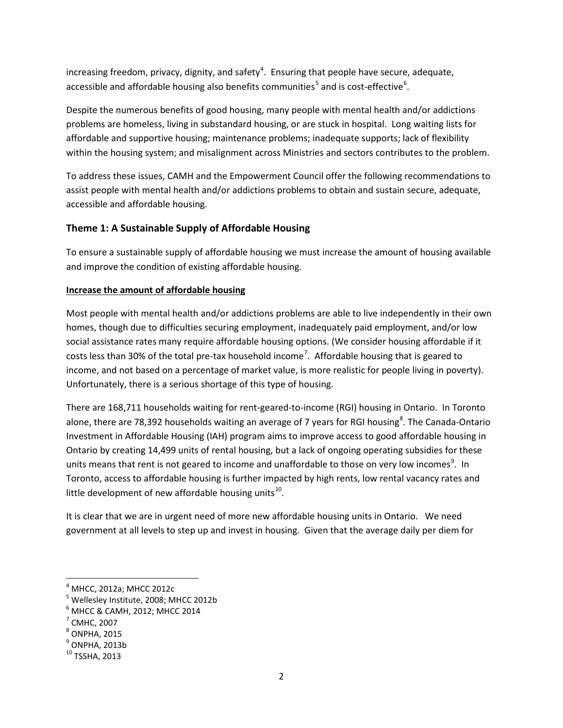increasing freedom, privacy, dignity, and safety[4]. Ensuring that people have secure, adequate, accessible and affordable housing also benefits communities[5] and is cost-effective[6].

Despite the numerous benefits of good housing, many people with mental health and/or addictions problems are homeless, living in substandard housing, or are stuck in hospital. Long waiting lists for affordable and supportive housing; maintenance problems; inadequate supports; lack of flexibility within the housing system; and misalignment across Ministries and sectors contributes to the problem.

To address these issues, CAMH and the Empowerment Council offer the following recommendations to assist people with mental health and/or addictions problems to obtain and sustain secure, adequate, accessible and affordable housing.

## Theme 1: A Sustainable Supply of Affordable Housing

To ensure a sustainable supply of affordable housing we must increase the amount of housing available and improve the condition of existing affordable housing.

**Increase the amount of affordable housing**

Most people with mental health and/or addictions problems are able to live independently in their own homes, though due to difficulties securing employment, inadequately paid employment, and/or low social assistance rates many require affordable housing options. (We consider housing affordable if it costs less than 30% of the total pre-tax household income[7]. Affordable housing that is geared to income, and not based on a percentage of market value, is more realistic for people living in poverty). Unfortunately, there is a serious shortage of this type of housing.

There are 168,711 households waiting for rent-geared-to-income (RGI) housing in Ontario. In Toronto alone, there are 78,392 households waiting an average of 7 years for RGI housing[8]. The Canada-Ontario Investment in Affordable Housing (IAH) program aims to improve access to good affordable housing in Ontario by creating 14,499 units of rental housing, but a lack of ongoing operating subsidies for these units means that rent is not geared to income and unaffordable to those on very low incomes[9]. In Toronto, access to affordable housing is further impacted by high rents, low rental vacancy rates and little development of new affordable housing units[10].

It is clear that we are in urgent need of more new affordable housing units in Ontario. We need government at all levels to step up and invest in housing. Given that the average daily per diem for

---

[4] MHCC, 2012a; MHCC 2012c
[5] Wellesley Institute, 2008; MHCC 2012b
[6] MHCC & CAMH, 2012; MHCC 2014
[7] CMHC, 2007
[8] ONPHA, 2015
[9] ONPHA, 2013b
[10] TSSHA, 2013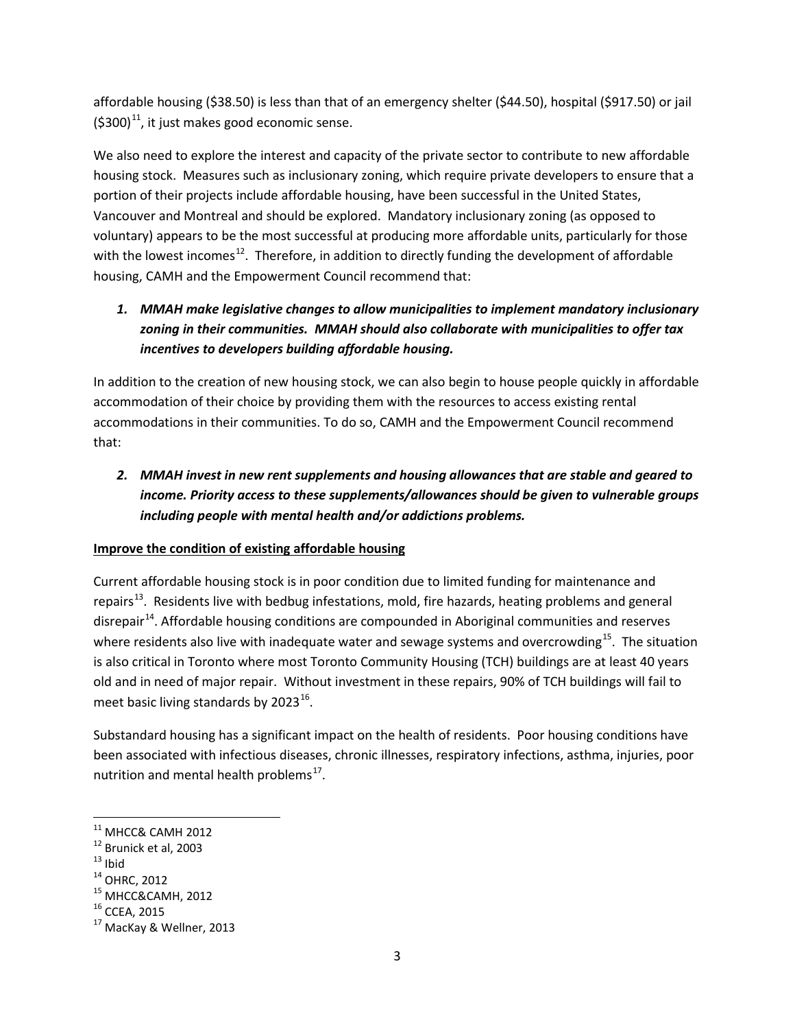affordable housing ($38.50) is less than that of an emergency shelter ($44.50), hospital ($917.50) or jail ($300)[11], it just makes good economic sense.

We also need to explore the interest and capacity of the private sector to contribute to new affordable housing stock. Measures such as inclusionary zoning, which require private developers to ensure that a portion of their projects include affordable housing, have been successful in the United States, Vancouver and Montreal and should be explored. Mandatory inclusionary zoning (as opposed to voluntary) appears to be the most successful at producing more affordable units, particularly for those with the lowest incomes[12]. Therefore, in addition to directly funding the development of affordable housing, CAMH and the Empowerment Council recommend that:

1. ***MMAH make legislative changes to allow municipalities to implement mandatory inclusionary zoning in their communities. MMAH should also collaborate with municipalities to offer tax incentives to developers building affordable housing.***

In addition to the creation of new housing stock, we can also begin to house people quickly in affordable accommodation of their choice by providing them with the resources to access existing rental accommodations in their communities. To do so, CAMH and the Empowerment Council recommend that:

2. ***MMAH invest in new rent supplements and housing allowances that are stable and geared to income. Priority access to these supplements/allowances should be given to vulnerable groups including people with mental health and/or addictions problems.***

**Improve the condition of existing affordable housing**

Current affordable housing stock is in poor condition due to limited funding for maintenance and repairs[13]. Residents live with bedbug infestations, mold, fire hazards, heating problems and general disrepair[14]. Affordable housing conditions are compounded in Aboriginal communities and reserves where residents also live with inadequate water and sewage systems and overcrowding[15]. The situation is also critical in Toronto where most Toronto Community Housing (TCH) buildings are at least 40 years old and in need of major repair. Without investment in these repairs, 90% of TCH buildings will fail to meet basic living standards by 2023[16].

Substandard housing has a significant impact on the health of residents. Poor housing conditions have been associated with infectious diseases, chronic illnesses, respiratory infections, asthma, injuries, poor nutrition and mental health problems[17].

---

[11] MHCC& CAMH 2012
[12] Brunick et al, 2003
[13] Ibid
[14] OHRC, 2012
[15] MHCC&CAMH, 2012
[16] CCEA, 2015
[17] MacKay & Wellner, 2013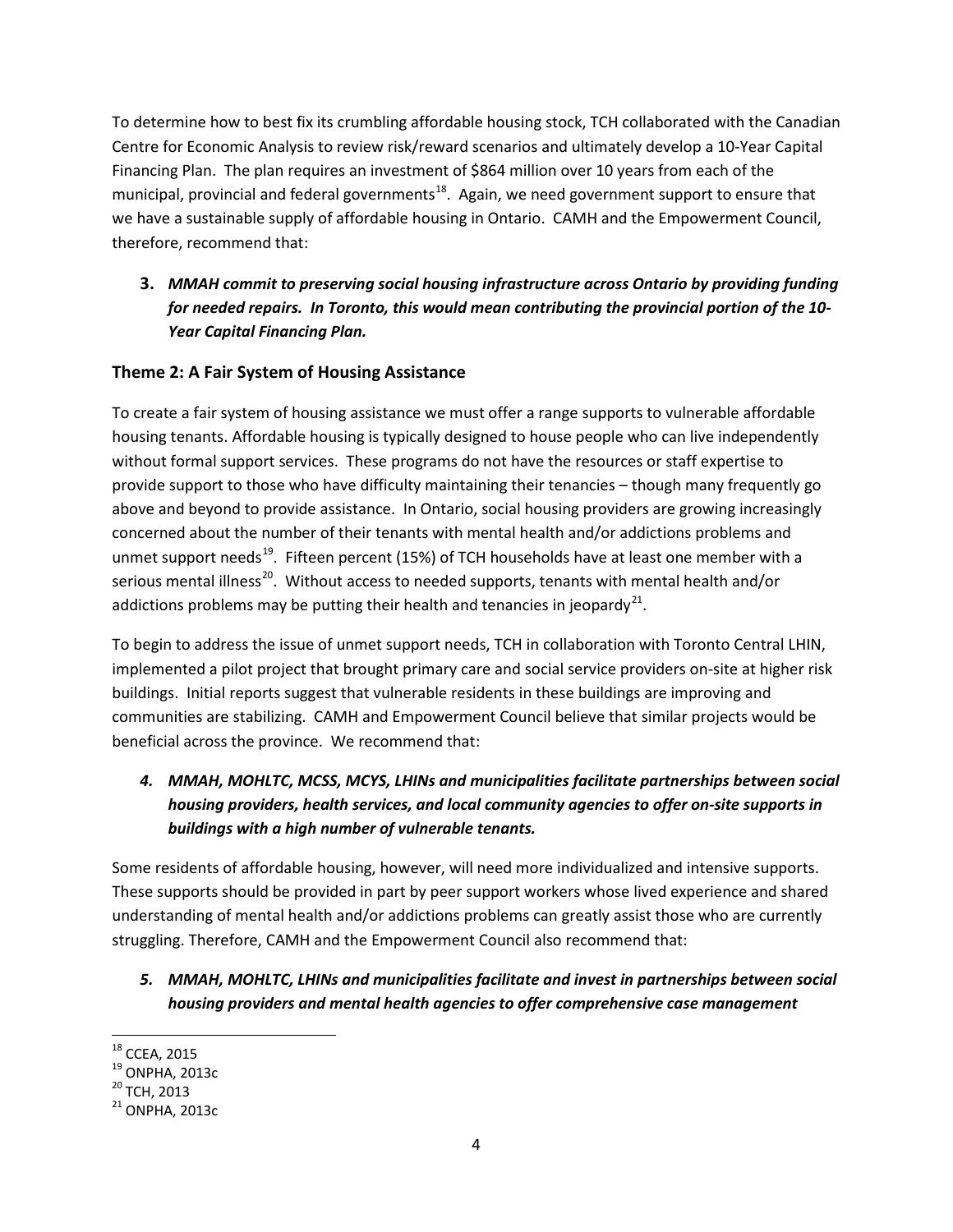To determine how to best fix its crumbling affordable housing stock, TCH collaborated with the Canadian Centre for Economic Analysis to review risk/reward scenarios and ultimately develop a 10-Year Capital Financing Plan. The plan requires an investment of $864 million over 10 years from each of the municipal, provincial and federal governments[18]. Again, we need government support to ensure that we have a sustainable supply of affordable housing in Ontario. CAMH and the Empowerment Council, therefore, recommend that:

**3.** ***MMAH commit to preserving social housing infrastructure across Ontario by providing funding for needed repairs. In Toronto, this would mean contributing the provincial portion of the 10-Year Capital Financing Plan.***

## Theme 2: A Fair System of Housing Assistance

To create a fair system of housing assistance we must offer a range supports to vulnerable affordable housing tenants. Affordable housing is typically designed to house people who can live independently without formal support services. These programs do not have the resources or staff expertise to provide support to those who have difficulty maintaining their tenancies – though many frequently go above and beyond to provide assistance. In Ontario, social housing providers are growing increasingly concerned about the number of their tenants with mental health and/or addictions problems and unmet support needs[19]. Fifteen percent (15%) of TCH households have at least one member with a serious mental illness[20]. Without access to needed supports, tenants with mental health and/or addictions problems may be putting their health and tenancies in jeopardy[21].

To begin to address the issue of unmet support needs, TCH in collaboration with Toronto Central LHIN, implemented a pilot project that brought primary care and social service providers on-site at higher risk buildings. Initial reports suggest that vulnerable residents in these buildings are improving and communities are stabilizing. CAMH and Empowerment Council believe that similar projects would be beneficial across the province. We recommend that:

***4. MMAH, MOHLTC, MCSS, MCYS, LHINs and municipalities facilitate partnerships between social housing providers, health services, and local community agencies to offer on-site supports in buildings with a high number of vulnerable tenants.***

Some residents of affordable housing, however, will need more individualized and intensive supports. These supports should be provided in part by peer support workers whose lived experience and shared understanding of mental health and/or addictions problems can greatly assist those who are currently struggling. Therefore, CAMH and the Empowerment Council also recommend that:

***5. MMAH, MOHLTC, LHINs and municipalities facilitate and invest in partnerships between social housing providers and mental health agencies to offer comprehensive case management***

---

[18] CCEA, 2015

[19] ONPHA, 2013c

[20] TCH, 2013

[21] ONPHA, 2013c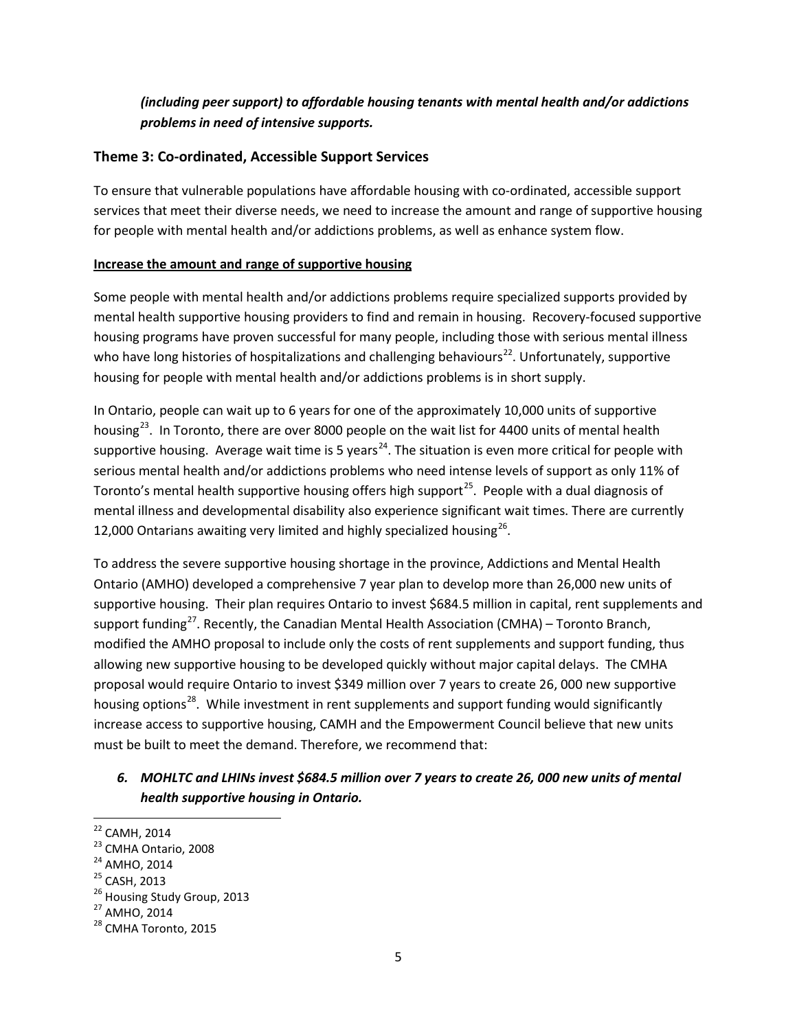***(including peer support) to affordable housing tenants with mental health and/or addictions problems in need of intensive supports.***

## Theme 3: Co-ordinated, Accessible Support Services

To ensure that vulnerable populations have affordable housing with co-ordinated, accessible support services that meet their diverse needs, we need to increase the amount and range of supportive housing for people with mental health and/or addictions problems, as well as enhance system flow.

**Increase the amount and range of supportive housing**

Some people with mental health and/or addictions problems require specialized supports provided by mental health supportive housing providers to find and remain in housing. Recovery-focused supportive housing programs have proven successful for many people, including those with serious mental illness who have long histories of hospitalizations and challenging behaviours[22]. Unfortunately, supportive housing for people with mental health and/or addictions problems is in short supply.

In Ontario, people can wait up to 6 years for one of the approximately 10,000 units of supportive housing[23]. In Toronto, there are over 8000 people on the wait list for 4400 units of mental health supportive housing. Average wait time is 5 years[24]. The situation is even more critical for people with serious mental health and/or addictions problems who need intense levels of support as only 11% of Toronto's mental health supportive housing offers high support[25]. People with a dual diagnosis of mental illness and developmental disability also experience significant wait times. There are currently 12,000 Ontarians awaiting very limited and highly specialized housing[26].

To address the severe supportive housing shortage in the province, Addictions and Mental Health Ontario (AMHO) developed a comprehensive 7 year plan to develop more than 26,000 new units of supportive housing. Their plan requires Ontario to invest $684.5 million in capital, rent supplements and support funding[27]. Recently, the Canadian Mental Health Association (CMHA) – Toronto Branch, modified the AMHO proposal to include only the costs of rent supplements and support funding, thus allowing new supportive housing to be developed quickly without major capital delays. The CMHA proposal would require Ontario to invest $349 million over 7 years to create 26, 000 new supportive housing options[28]. While investment in rent supplements and support funding would significantly increase access to supportive housing, CAMH and the Empowerment Council believe that new units must be built to meet the demand. Therefore, we recommend that:

6. ***MOHLTC and LHINs invest $684.5 million over 7 years to create 26, 000 new units of mental health supportive housing in Ontario.***

---

[22] CAMH, 2014
[23] CMHA Ontario, 2008
[24] AMHO, 2014
[25] CASH, 2013
[26] Housing Study Group, 2013
[27] AMHO, 2014
[28] CMHA Toronto, 2015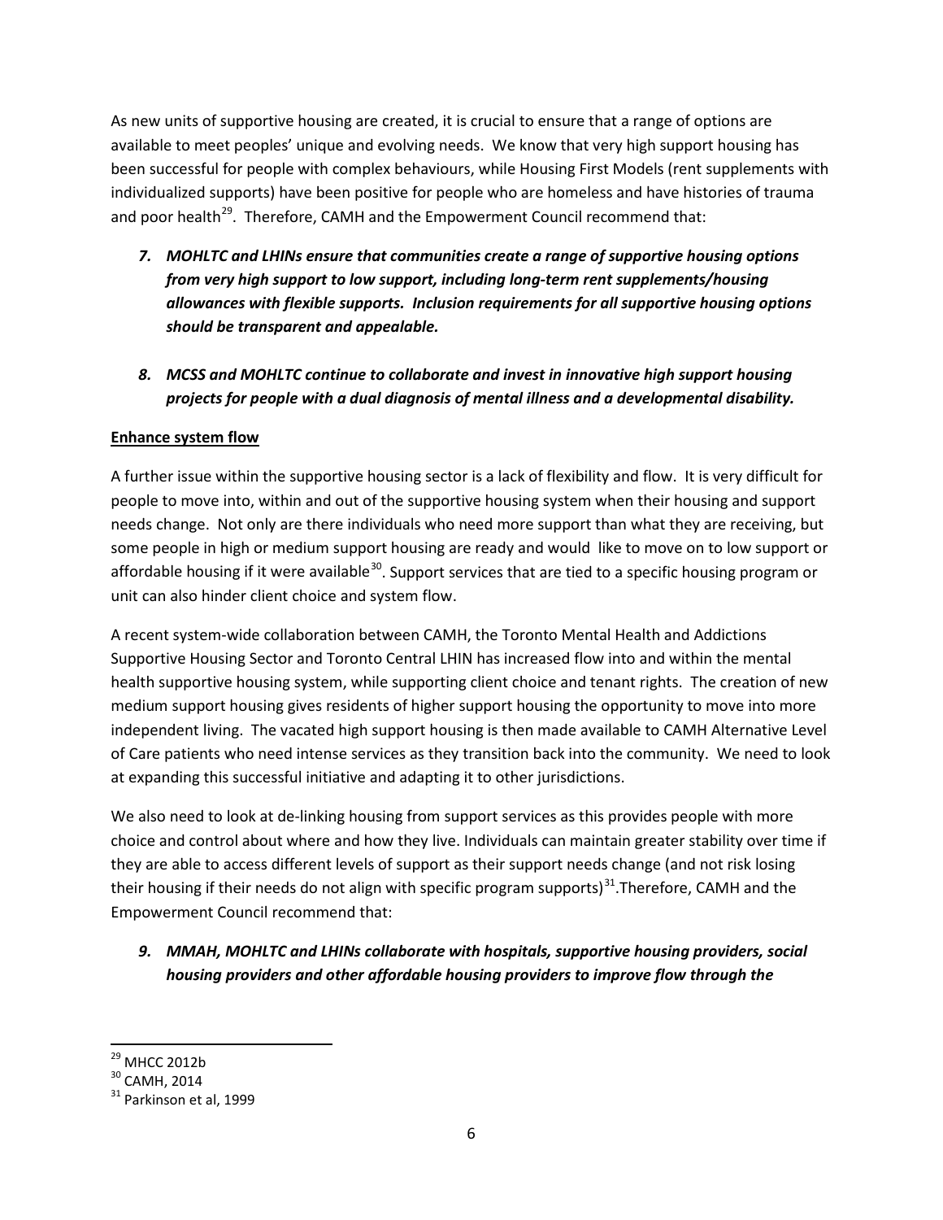As new units of supportive housing are created, it is crucial to ensure that a range of options are available to meet peoples' unique and evolving needs. We know that very high support housing has been successful for people with complex behaviours, while Housing First Models (rent supplements with individualized supports) have been positive for people who are homeless and have histories of trauma and poor health[29]. Therefore, CAMH and the Empowerment Council recommend that:

7. ***MOHLTC and LHINs ensure that communities create a range of supportive housing options from very high support to low support, including long-term rent supplements/housing allowances with flexible supports. Inclusion requirements for all supportive housing options should be transparent and appealable.***

8. ***MCSS and MOHLTC continue to collaborate and invest in innovative high support housing projects for people with a dual diagnosis of mental illness and a developmental disability.***

**Enhance system flow**

A further issue within the supportive housing sector is a lack of flexibility and flow. It is very difficult for people to move into, within and out of the supportive housing system when their housing and support needs change. Not only are there individuals who need more support than what they are receiving, but some people in high or medium support housing are ready and would like to move on to low support or affordable housing if it were available[30]. Support services that are tied to a specific housing program or unit can also hinder client choice and system flow.

A recent system-wide collaboration between CAMH, the Toronto Mental Health and Addictions Supportive Housing Sector and Toronto Central LHIN has increased flow into and within the mental health supportive housing system, while supporting client choice and tenant rights. The creation of new medium support housing gives residents of higher support housing the opportunity to move into more independent living. The vacated high support housing is then made available to CAMH Alternative Level of Care patients who need intense services as they transition back into the community. We need to look at expanding this successful initiative and adapting it to other jurisdictions.

We also need to look at de-linking housing from support services as this provides people with more choice and control about where and how they live. Individuals can maintain greater stability over time if they are able to access different levels of support as their support needs change (and not risk losing their housing if their needs do not align with specific program supports)[31].Therefore, CAMH and the Empowerment Council recommend that:

9. ***MMAH, MOHLTC and LHINs collaborate with hospitals, supportive housing providers, social housing providers and other affordable housing providers to improve flow through the***

---

[29] MHCC 2012b

[30] CAMH, 2014

[31] Parkinson et al, 1999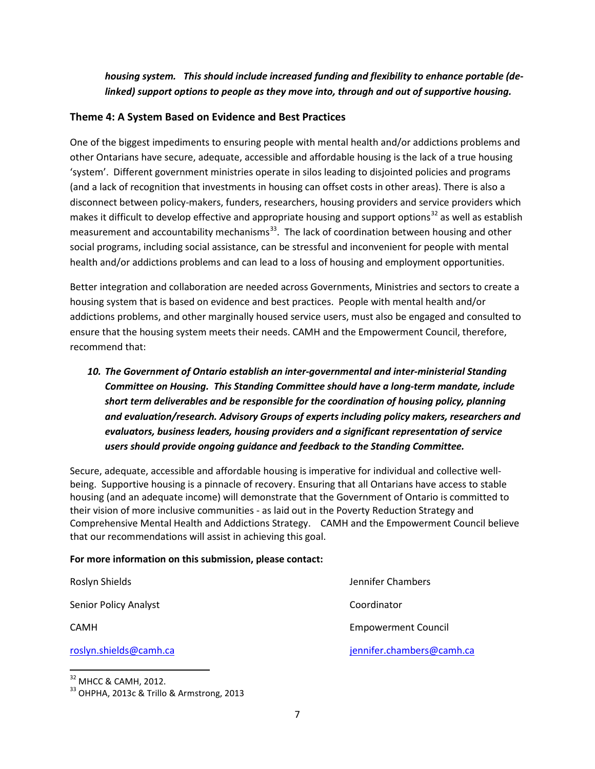***housing system. This should include increased funding and flexibility to enhance portable (de-linked) support options to people as they move into, through and out of supportive housing.***

### Theme 4: A System Based on Evidence and Best Practices

One of the biggest impediments to ensuring people with mental health and/or addictions problems and other Ontarians have secure, adequate, accessible and affordable housing is the lack of a true housing 'system'. Different government ministries operate in silos leading to disjointed policies and programs (and a lack of recognition that investments in housing can offset costs in other areas). There is also a disconnect between policy-makers, funders, researchers, housing providers and service providers which makes it difficult to develop effective and appropriate housing and support options[32] as well as establish measurement and accountability mechanisms[33]. The lack of coordination between housing and other social programs, including social assistance, can be stressful and inconvenient for people with mental health and/or addictions problems and can lead to a loss of housing and employment opportunities.

Better integration and collaboration are needed across Governments, Ministries and sectors to create a housing system that is based on evidence and best practices. People with mental health and/or addictions problems, and other marginally housed service users, must also be engaged and consulted to ensure that the housing system meets their needs. CAMH and the Empowerment Council, therefore, recommend that:

10. ***The Government of Ontario establish an inter-governmental and inter-ministerial Standing Committee on Housing. This Standing Committee should have a long-term mandate, include short term deliverables and be responsible for the coordination of housing policy, planning and evaluation/research. Advisory Groups of experts including policy makers, researchers and evaluators, business leaders, housing providers and a significant representation of service users should provide ongoing guidance and feedback to the Standing Committee.***

Secure, adequate, accessible and affordable housing is imperative for individual and collective well-being. Supportive housing is a pinnacle of recovery. Ensuring that all Ontarians have access to stable housing (and an adequate income) will demonstrate that the Government of Ontario is committed to their vision of more inclusive communities - as laid out in the Poverty Reduction Strategy and Comprehensive Mental Health and Addictions Strategy. CAMH and the Empowerment Council believe that our recommendations will assist in achieving this goal.

**For more information on this submission, please contact:**

Roslyn Shields
Senior Policy Analyst
CAMH
roslyn.shields@camh.ca

Jennifer Chambers
Coordinator
Empowerment Council
jennifer.chambers@camh.ca

---

[32] MHCC & CAMH, 2012.

[33] OHPHA, 2013c & Trillo & Armstrong, 2013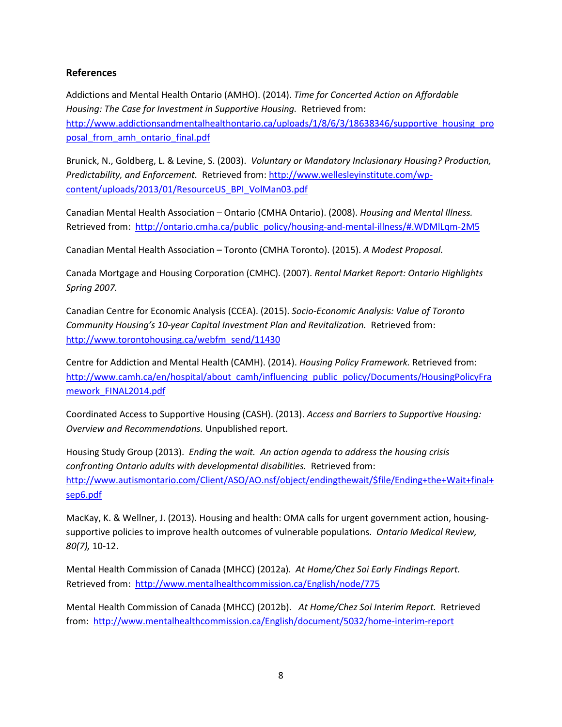**References**

Addictions and Mental Health Ontario (AMHO). (2014). *Time for Concerted Action on Affordable Housing: The Case for Investment in Supportive Housing.* Retrieved from: http://www.addictionsandmentalhealthontario.ca/uploads/1/8/6/3/18638346/supportive_housing_proposal_from_amh_ontario_final.pdf

Brunick, N., Goldberg, L. & Levine, S. (2003). *Voluntary or Mandatory Inclusionary Housing? Production, Predictability, and Enforcement.* Retrieved from: http://www.wellesleyinstitute.com/wp-content/uploads/2013/01/ResourceUS_BPI_VolMan03.pdf

Canadian Mental Health Association – Ontario (CMHA Ontario). (2008). *Housing and Mental Illness.* Retrieved from: http://ontario.cmha.ca/public_policy/housing-and-mental-illness/#.WDMlLqm-2M5

Canadian Mental Health Association – Toronto (CMHA Toronto). (2015). *A Modest Proposal.*

Canada Mortgage and Housing Corporation (CMHC). (2007). *Rental Market Report: Ontario Highlights Spring 2007.*

Canadian Centre for Economic Analysis (CCEA). (2015). *Socio-Economic Analysis: Value of Toronto Community Housing's 10-year Capital Investment Plan and Revitalization.* Retrieved from: http://www.torontohousing.ca/webfm_send/11430

Centre for Addiction and Mental Health (CAMH). (2014). *Housing Policy Framework.* Retrieved from: http://www.camh.ca/en/hospital/about_camh/influencing_public_policy/Documents/HousingPolicyFramework_FINAL2014.pdf

Coordinated Access to Supportive Housing (CASH). (2013). *Access and Barriers to Supportive Housing: Overview and Recommendations.* Unpublished report.

Housing Study Group (2013). *Ending the wait. An action agenda to address the housing crisis confronting Ontario adults with developmental disabilities.* Retrieved from: http://www.autismontario.com/Client/ASO/AO.nsf/object/endingthewait/$file/Ending+the+Wait+final+sep6.pdf

MacKay, K. & Wellner, J. (2013). Housing and health: OMA calls for urgent government action, housing-supportive policies to improve health outcomes of vulnerable populations. *Ontario Medical Review, 80(7),* 10-12.

Mental Health Commission of Canada (MHCC) (2012a). *At Home/Chez Soi Early Findings Report.* Retrieved from: http://www.mentalhealthcommission.ca/English/node/775

Mental Health Commission of Canada (MHCC) (2012b). *At Home/Chez Soi Interim Report.* Retrieved from: http://www.mentalhealthcommission.ca/English/document/5032/home-interim-report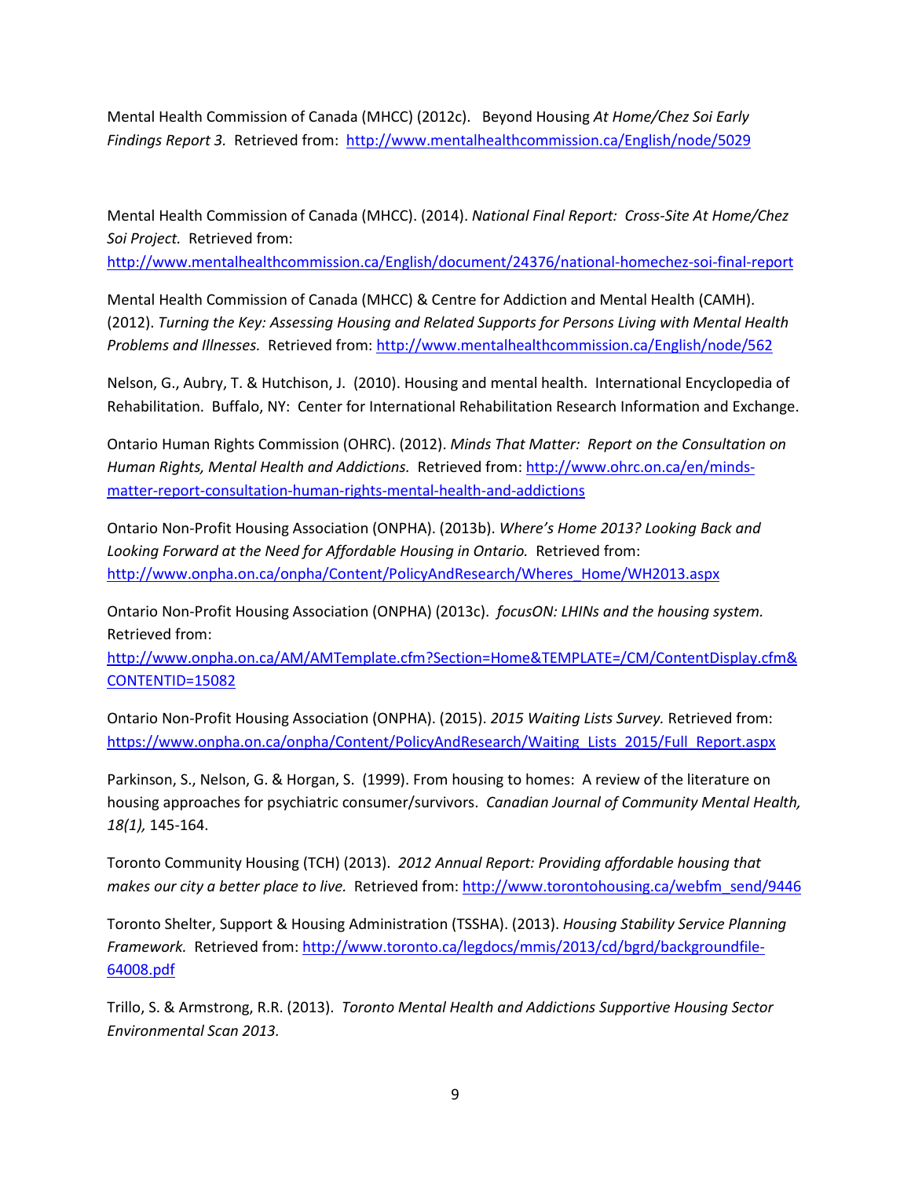Mental Health Commission of Canada (MHCC) (2012c). Beyond Housing *At Home/Chez Soi Early Findings Report 3.* Retrieved from: http://www.mentalhealthcommission.ca/English/node/5029

Mental Health Commission of Canada (MHCC). (2014). *National Final Report: Cross-Site At Home/Chez Soi Project.* Retrieved from: http://www.mentalhealthcommission.ca/English/document/24376/national-homechez-soi-final-report

Mental Health Commission of Canada (MHCC) & Centre for Addiction and Mental Health (CAMH). (2012). *Turning the Key: Assessing Housing and Related Supports for Persons Living with Mental Health Problems and Illnesses.* Retrieved from: http://www.mentalhealthcommission.ca/English/node/562

Nelson, G., Aubry, T. & Hutchison, J. (2010). Housing and mental health. International Encyclopedia of Rehabilitation. Buffalo, NY: Center for International Rehabilitation Research Information and Exchange.

Ontario Human Rights Commission (OHRC). (2012). *Minds That Matter: Report on the Consultation on Human Rights, Mental Health and Addictions.* Retrieved from: http://www.ohrc.on.ca/en/minds-matter-report-consultation-human-rights-mental-health-and-addictions

Ontario Non-Profit Housing Association (ONPHA). (2013b). *Where's Home 2013? Looking Back and Looking Forward at the Need for Affordable Housing in Ontario.* Retrieved from: http://www.onpha.on.ca/onpha/Content/PolicyAndResearch/Wheres_Home/WH2013.aspx

Ontario Non-Profit Housing Association (ONPHA) (2013c). *focusON: LHINs and the housing system.* Retrieved from: http://www.onpha.on.ca/AM/AMTemplate.cfm?Section=Home&TEMPLATE=/CM/ContentDisplay.cfm&CONTENTID=15082

Ontario Non-Profit Housing Association (ONPHA). (2015). *2015 Waiting Lists Survey.* Retrieved from: https://www.onpha.on.ca/onpha/Content/PolicyAndResearch/Waiting_Lists_2015/Full_Report.aspx

Parkinson, S., Nelson, G. & Horgan, S. (1999). From housing to homes: A review of the literature on housing approaches for psychiatric consumer/survivors. *Canadian Journal of Community Mental Health, 18(1),* 145-164.

Toronto Community Housing (TCH) (2013). *2012 Annual Report: Providing affordable housing that makes our city a better place to live.* Retrieved from: http://www.torontohousing.ca/webfm_send/9446

Toronto Shelter, Support & Housing Administration (TSSHA). (2013). *Housing Stability Service Planning Framework.* Retrieved from: http://www.toronto.ca/legdocs/mmis/2013/cd/bgrd/backgroundfile-64008.pdf

Trillo, S. & Armstrong, R.R. (2013). *Toronto Mental Health and Addictions Supportive Housing Sector Environmental Scan 2013.*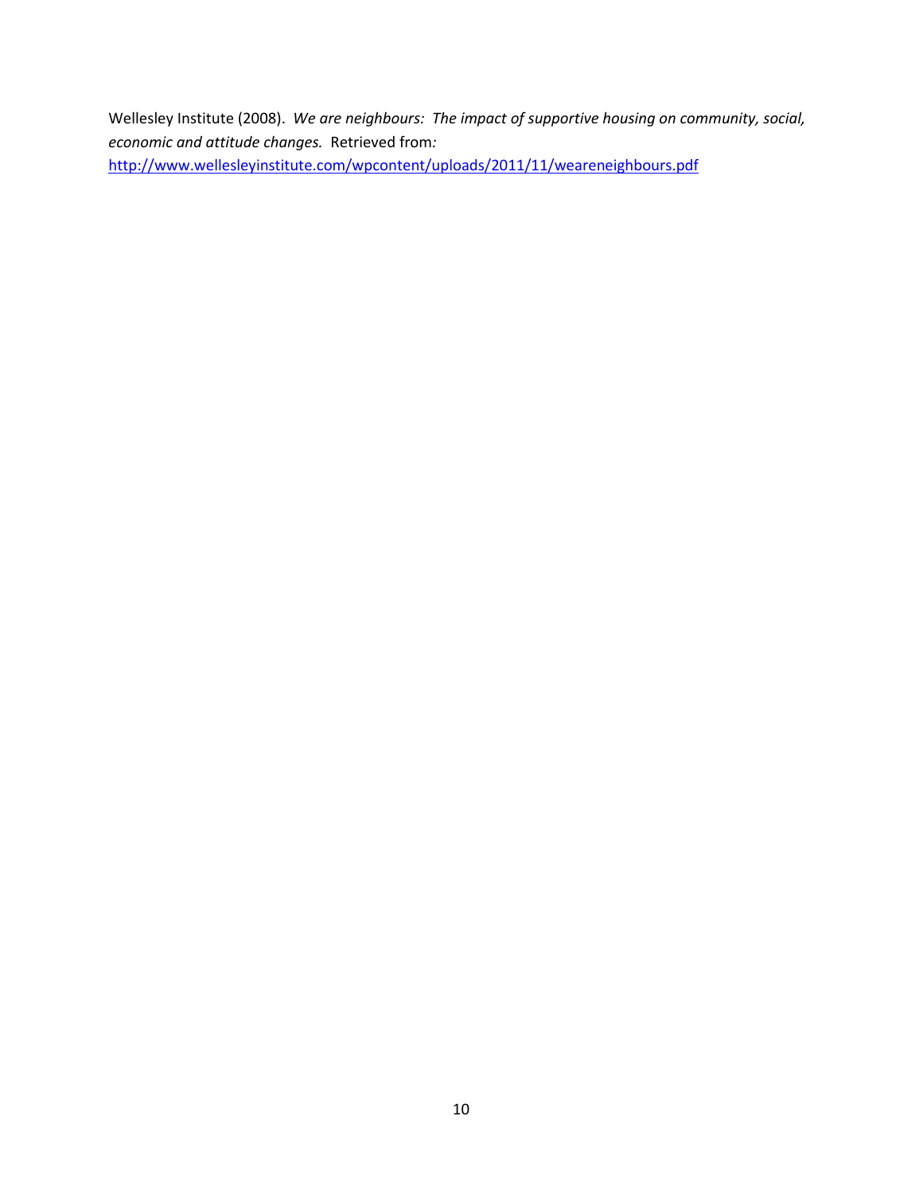Wellesley Institute (2008). *We are neighbours: The impact of supportive housing on community, social, economic and attitude changes.* Retrieved from*:* [http://www.wellesleyinstitute.com/wpcontent/uploads/2011/11/weareneighbours.pdf](http://www.wellesleyinstitute.com/wpcontent/uploads/2011/11/weareneighbours.pdf)